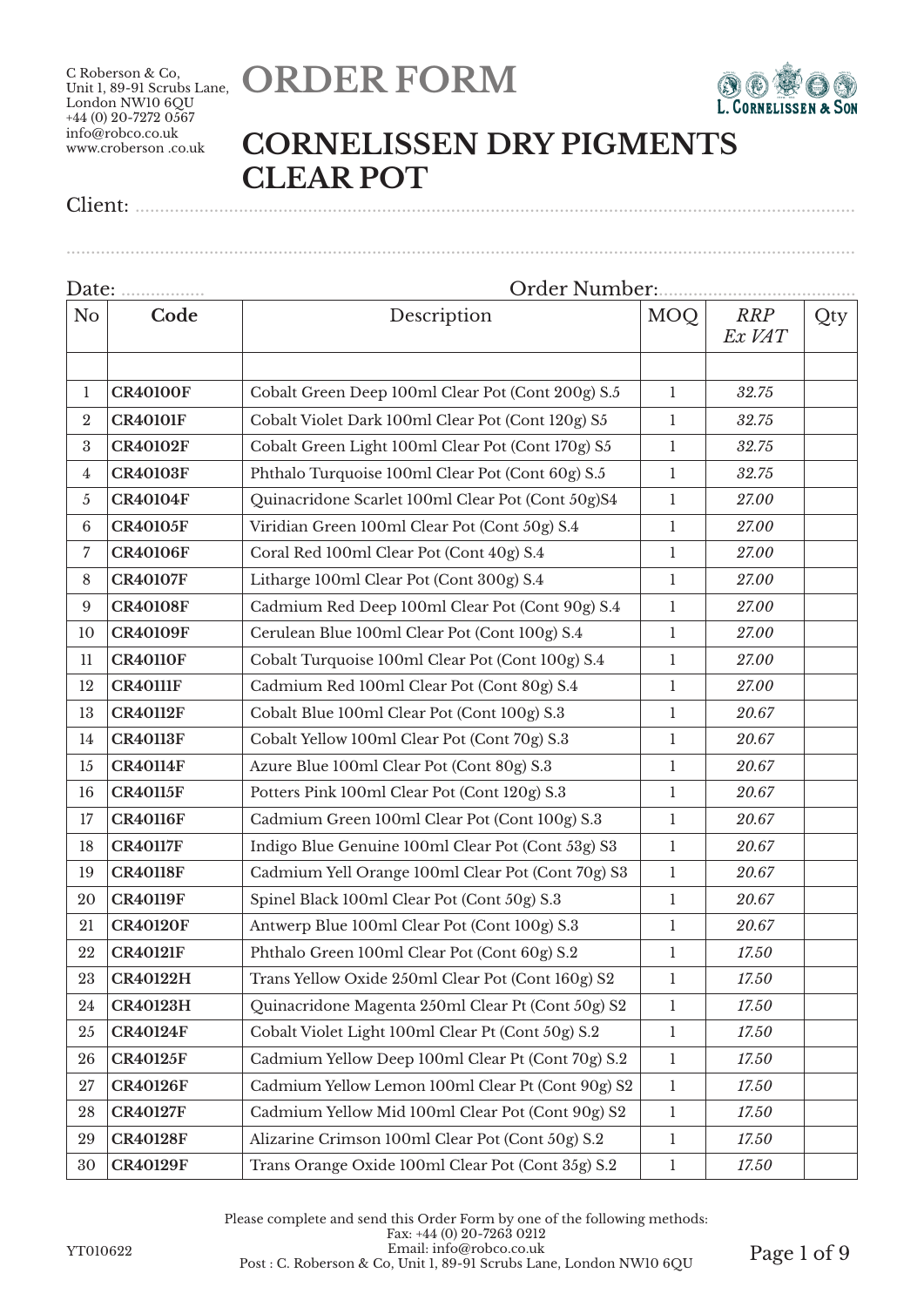C Roberson & Co,
Unit 1, 89-91 Scrubs Lane,
London NW10 6QU
+44 (0) 20-7272 0567
info@robco.co.uk
www.croberson .co.uk

# ORDER FORM

L. CORNELISSEN & SON

# CORNELISSEN DRY PIGMENTS CLEAR POT

Client: ....................................................................................................................................

....................................................................................................................................................

Date: ................. Order Number:.......................................

| No | Code | Description | MOQ | *RRP Ex VAT* | Qty |
|---|---|---|---|---|---|
| | | | | | |
| 1 | **CR40100F** | Cobalt Green Deep 100ml Clear Pot (Cont 200g) S.5 | 1 | *32.75* | |
| 2 | **CR40101F** | Cobalt Violet Dark 100ml Clear Pot (Cont 120g) S5 | 1 | *32.75* | |
| 3 | **CR40102F** | Cobalt Green Light 100ml Clear Pot (Cont 170g) S5 | 1 | *32.75* | |
| 4 | **CR40103F** | Phthalo Turquoise 100ml Clear Pot (Cont 60g) S.5 | 1 | *32.75* | |
| 5 | **CR40104F** | Quinacridone Scarlet 100ml Clear Pot (Cont 50g)S4 | 1 | *27.00* | |
| 6 | **CR40105F** | Viridian Green 100ml Clear Pot (Cont 50g) S.4 | 1 | *27.00* | |
| 7 | **CR40106F** | Coral Red 100ml Clear Pot (Cont 40g) S.4 | 1 | *27.00* | |
| 8 | **CR40107F** | Litharge 100ml Clear Pot (Cont 300g) S.4 | 1 | *27.00* | |
| 9 | **CR40108F** | Cadmium Red Deep 100ml Clear Pot (Cont 90g) S.4 | 1 | *27.00* | |
| 10 | **CR40109F** | Cerulean Blue 100ml Clear Pot (Cont 100g) S.4 | 1 | *27.00* | |
| 11 | **CR40110F** | Cobalt Turquoise 100ml Clear Pot (Cont 100g) S.4 | 1 | *27.00* | |
| 12 | **CR40111F** | Cadmium Red 100ml Clear Pot (Cont 80g) S.4 | 1 | *27.00* | |
| 13 | **CR40112F** | Cobalt Blue 100ml Clear Pot (Cont 100g) S.3 | 1 | *20.67* | |
| 14 | **CR40113F** | Cobalt Yellow 100ml Clear Pot (Cont 70g) S.3 | 1 | *20.67* | |
| 15 | **CR40114F** | Azure Blue 100ml Clear Pot (Cont 80g) S.3 | 1 | *20.67* | |
| 16 | **CR40115F** | Potters Pink 100ml Clear Pot (Cont 120g) S.3 | 1 | *20.67* | |
| 17 | **CR40116F** | Cadmium Green 100ml Clear Pot (Cont 100g) S.3 | 1 | *20.67* | |
| 18 | **CR40117F** | Indigo Blue Genuine 100ml Clear Pot (Cont 53g) S3 | 1 | *20.67* | |
| 19 | **CR40118F** | Cadmium Yell Orange 100ml Clear Pot (Cont 70g) S3 | 1 | *20.67* | |
| 20 | **CR40119F** | Spinel Black 100ml Clear Pot (Cont 50g) S.3 | 1 | *20.67* | |
| 21 | **CR40120F** | Antwerp Blue 100ml Clear Pot (Cont 100g) S.3 | 1 | *20.67* | |
| 22 | **CR40121F** | Phthalo Green 100ml Clear Pot (Cont 60g) S.2 | 1 | *17.50* | |
| 23 | **CR40122H** | Trans Yellow Oxide 250ml Clear Pot (Cont 160g) S2 | 1 | *17.50* | |
| 24 | **CR40123H** | Quinacridone Magenta 250ml Clear Pt (Cont 50g) S2 | 1 | *17.50* | |
| 25 | **CR40124F** | Cobalt Violet Light 100ml Clear Pt (Cont 50g) S.2 | 1 | *17.50* | |
| 26 | **CR40125F** | Cadmium Yellow Deep 100ml Clear Pt (Cont 70g) S.2 | 1 | *17.50* | |
| 27 | **CR40126F** | Cadmium Yellow Lemon 100ml Clear Pt (Cont 90g) S2 | 1 | *17.50* | |
| 28 | **CR40127F** | Cadmium Yellow Mid 100ml Clear Pot (Cont 90g) S2 | 1 | *17.50* | |
| 29 | **CR40128F** | Alizarine Crimson 100ml Clear Pot (Cont 50g) S.2 | 1 | *17.50* | |
| 30 | **CR40129F** | Trans Orange Oxide 100ml Clear Pot (Cont 35g) S.2 | 1 | *17.50* | |

Please complete and send this Order Form by one of the following methods:
Fax: +44 (0) 20-7263 0212
Email: info@robco.co.uk
Post : C. Roberson & Co, Unit 1, 89-91 Scrubs Lane, London NW10 6QU

YT010622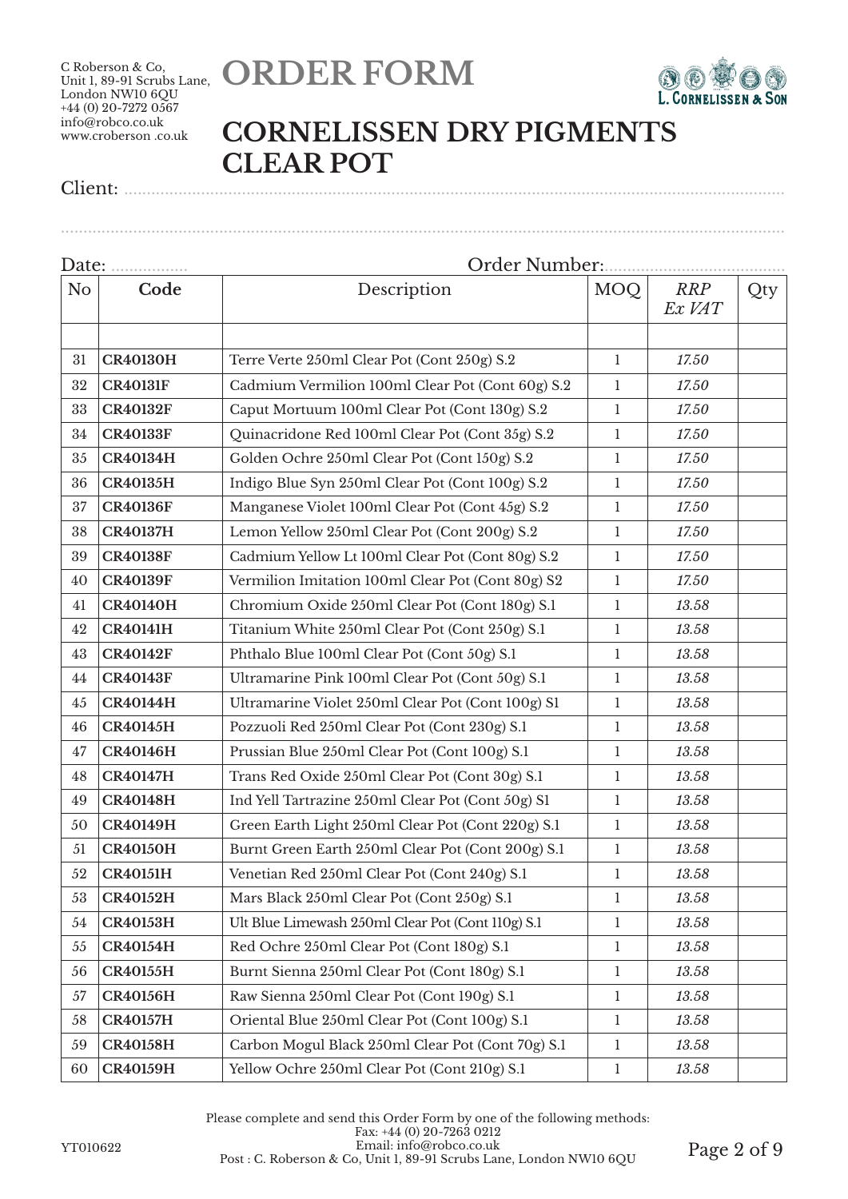C Roberson & Co,
Unit 1, 89-91 Scrubs Lane,
London NW10 6QU
+44 (0) 20-7272 0567
info@robco.co.uk
www.croberson .co.uk

# ORDER FORM

L. CORNELISSEN & SON

## CORNELISSEN DRY PIGMENTS CLEAR POT

Client: ...............................................................................................................................

...............................................................................................................................

Date: ................. Order Number:.......................................

| No | Code | Description | MOQ | *RRP Ex VAT* | Qty |
|---|---|---|---|---|---|
| | | | | | |
| 31 | **CR40130H** | Terre Verte 250ml Clear Pot (Cont 250g) S.2 | 1 | *17.50* | |
| 32 | **CR40131F** | Cadmium Vermilion 100ml Clear Pot (Cont 60g) S.2 | 1 | *17.50* | |
| 33 | **CR40132F** | Caput Mortuum 100ml Clear Pot (Cont 130g) S.2 | 1 | *17.50* | |
| 34 | **CR40133F** | Quinacridone Red 100ml Clear Pot (Cont 35g) S.2 | 1 | *17.50* | |
| 35 | **CR40134H** | Golden Ochre 250ml Clear Pot (Cont 150g) S.2 | 1 | *17.50* | |
| 36 | **CR40135H** | Indigo Blue Syn 250ml Clear Pot (Cont 100g) S.2 | 1 | *17.50* | |
| 37 | **CR40136F** | Manganese Violet 100ml Clear Pot (Cont 45g) S.2 | 1 | *17.50* | |
| 38 | **CR40137H** | Lemon Yellow 250ml Clear Pot (Cont 200g) S.2 | 1 | *17.50* | |
| 39 | **CR40138F** | Cadmium Yellow Lt 100ml Clear Pot (Cont 80g) S.2 | 1 | *17.50* | |
| 40 | **CR40139F** | Vermilion Imitation 100ml Clear Pot (Cont 80g) S2 | 1 | *17.50* | |
| 41 | **CR40140H** | Chromium Oxide 250ml Clear Pot (Cont 180g) S.1 | 1 | *13.58* | |
| 42 | **CR40141H** | Titanium White 250ml Clear Pot (Cont 250g) S.1 | 1 | *13.58* | |
| 43 | **CR40142F** | Phthalo Blue 100ml Clear Pot (Cont 50g) S.1 | 1 | *13.58* | |
| 44 | **CR40143F** | Ultramarine Pink 100ml Clear Pot (Cont 50g) S.1 | 1 | *13.58* | |
| 45 | **CR40144H** | Ultramarine Violet 250ml Clear Pot (Cont 100g) S1 | 1 | *13.58* | |
| 46 | **CR40145H** | Pozzuoli Red 250ml Clear Pot (Cont 230g) S.1 | 1 | *13.58* | |
| 47 | **CR40146H** | Prussian Blue 250ml Clear Pot (Cont 100g) S.1 | 1 | *13.58* | |
| 48 | **CR40147H** | Trans Red Oxide 250ml Clear Pot (Cont 30g) S.1 | 1 | *13.58* | |
| 49 | **CR40148H** | Ind Yell Tartrazine 250ml Clear Pot (Cont 50g) S1 | 1 | *13.58* | |
| 50 | **CR40149H** | Green Earth Light 250ml Clear Pot (Cont 220g) S.1 | 1 | *13.58* | |
| 51 | **CR40150H** | Burnt Green Earth 250ml Clear Pot (Cont 200g) S.1 | 1 | *13.58* | |
| 52 | **CR40151H** | Venetian Red 250ml Clear Pot (Cont 240g) S.1 | 1 | *13.58* | |
| 53 | **CR40152H** | Mars Black 250ml Clear Pot (Cont 250g) S.1 | 1 | *13.58* | |
| 54 | **CR40153H** | Ult Blue Limewash 250ml Clear Pot (Cont 110g) S.1 | 1 | *13.58* | |
| 55 | **CR40154H** | Red Ochre 250ml Clear Pot (Cont 180g) S.1 | 1 | *13.58* | |
| 56 | **CR40155H** | Burnt Sienna 250ml Clear Pot (Cont 180g) S.1 | 1 | *13.58* | |
| 57 | **CR40156H** | Raw Sienna 250ml Clear Pot (Cont 190g) S.1 | 1 | *13.58* | |
| 58 | **CR40157H** | Oriental Blue 250ml Clear Pot (Cont 100g) S.1 | 1 | *13.58* | |
| 59 | **CR40158H** | Carbon Mogul Black 250ml Clear Pot (Cont 70g) S.1 | 1 | *13.58* | |
| 60 | **CR40159H** | Yellow Ochre 250ml Clear Pot (Cont 210g) S.1 | 1 | *13.58* | |

Please complete and send this Order Form by one of the following methods:
Fax: +44 (0) 20-7263 0212
Email: info@robco.co.uk
Post : C. Roberson & Co, Unit 1, 89-91 Scrubs Lane, London NW10 6QU

YT010622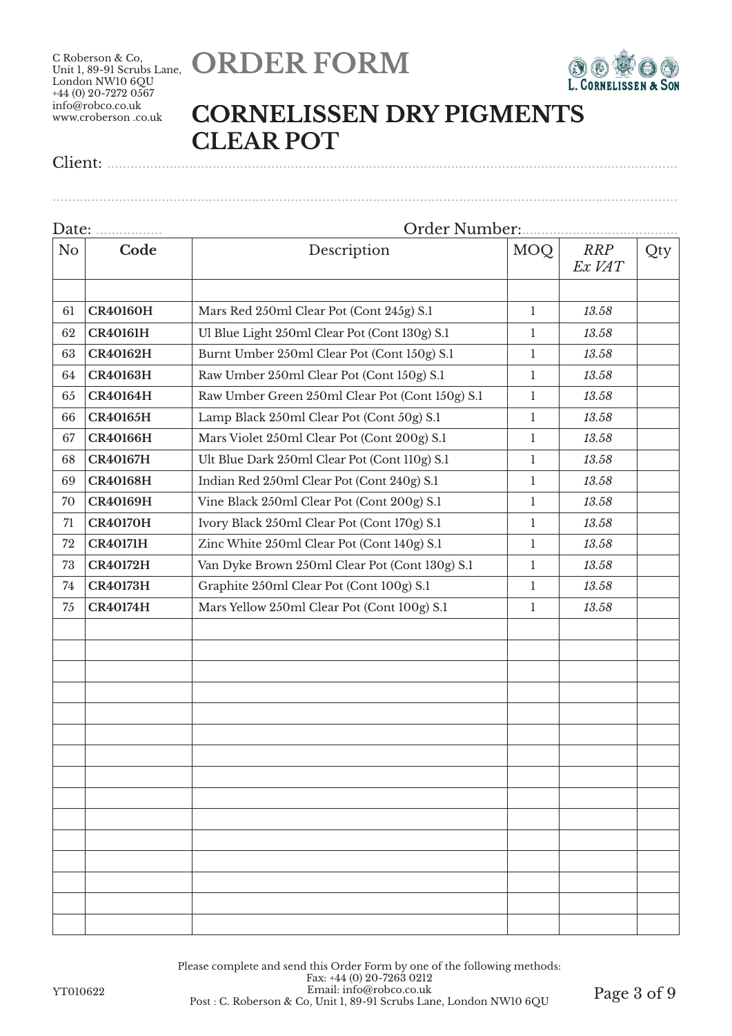C Roberson & Co,
Unit 1, 89-91 Scrubs Lane,
London NW10 6QU
+44 (0) 20-7272 0567
info@robco.co.uk
www.croberson .co.uk

# ORDER FORM

L. CORNELISSEN & SON

## CORNELISSEN DRY PIGMENTS CLEAR POT

Client: ..........................................................................................................................................

..........................................................................................................................................................

Date: ................ Order Number:......................................

| No | Code | Description | MOQ | *RRP Ex VAT* | Qty |
|---|---|---|---|---|---|
| | | | | | |
| 61 | **CR40160H** | Mars Red 250ml Clear Pot (Cont 245g) S.1 | 1 | *13.58* | |
| 62 | **CR40161H** | Ul Blue Light 250ml Clear Pot (Cont 130g) S.1 | 1 | *13.58* | |
| 63 | **CR40162H** | Burnt Umber 250ml Clear Pot (Cont 150g) S.1 | 1 | *13.58* | |
| 64 | **CR40163H** | Raw Umber 250ml Clear Pot (Cont 150g) S.1 | 1 | *13.58* | |
| 65 | **CR40164H** | Raw Umber Green 250ml Clear Pot (Cont 150g) S.1 | 1 | *13.58* | |
| 66 | **CR40165H** | Lamp Black 250ml Clear Pot (Cont 50g) S.1 | 1 | *13.58* | |
| 67 | **CR40166H** | Mars Violet 250ml Clear Pot (Cont 200g) S.1 | 1 | *13.58* | |
| 68 | **CR40167H** | Ult Blue Dark 250ml Clear Pot (Cont 110g) S.1 | 1 | *13.58* | |
| 69 | **CR40168H** | Indian Red 250ml Clear Pot (Cont 240g) S.1 | 1 | *13.58* | |
| 70 | **CR40169H** | Vine Black 250ml Clear Pot (Cont 200g) S.1 | 1 | *13.58* | |
| 71 | **CR40170H** | Ivory Black 250ml Clear Pot (Cont 170g) S.1 | 1 | *13.58* | |
| 72 | **CR40171H** | Zinc White 250ml Clear Pot (Cont 140g) S.1 | 1 | *13.58* | |
| 73 | **CR40172H** | Van Dyke Brown 250ml Clear Pot (Cont 130g) S.1 | 1 | *13.58* | |
| 74 | **CR40173H** | Graphite 250ml Clear Pot (Cont 100g) S.1 | 1 | *13.58* | |
| 75 | **CR40174H** | Mars Yellow 250ml Clear Pot (Cont 100g) S.1 | 1 | *13.58* | |
| | | | | | |
| | | | | | |
| | | | | | |
| | | | | | |
| | | | | | |
| | | | | | |
| | | | | | |
| | | | | | |
| | | | | | |
| | | | | | |
| | | | | | |
| | | | | | |
| | | | | | |
| | | | | | |
| | | | | | |

Please complete and send this Order Form by one of the following methods:
Fax: +44 (0) 20-7263 0212
Email: info@robco.co.uk
Post : C. Roberson & Co, Unit 1, 89-91 Scrubs Lane, London NW10 6QU

YT010622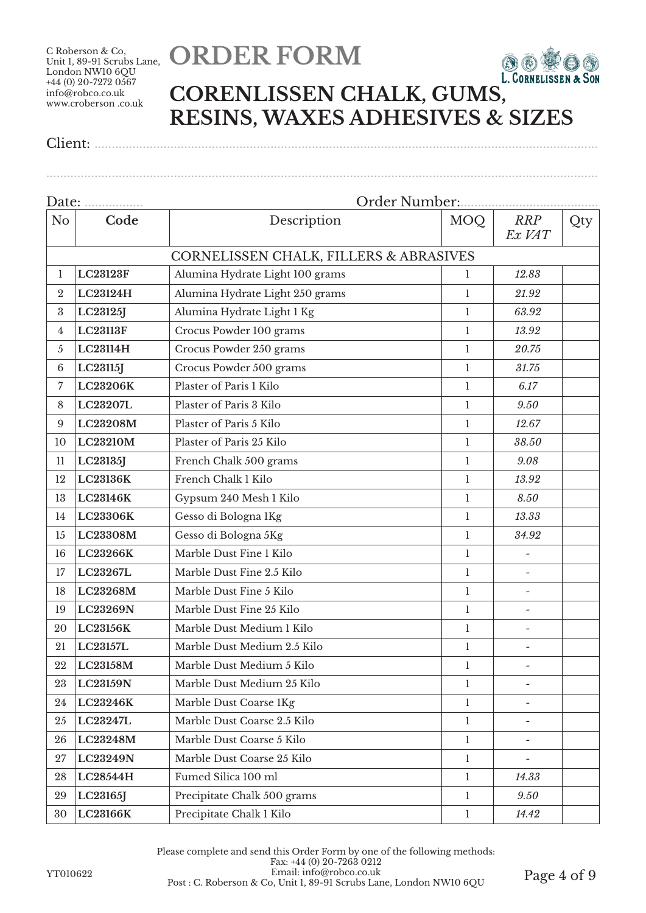C Roberson & Co,
Unit 1, 89-91 Scrubs Lane,
London NW10 6QU
+44 (0) 20-7272 0567
info@robco.co.uk
www.croberson .co.uk

# ORDER FORM

L. CORNELISSEN & SON

## CORENLISSEN CHALK, GUMS, RESINS, WAXES ADHESIVES & SIZES

Client: ..............................................................................................................................................

..............................................................................................................................................

Date: ................. Order Number:......................................

| No | Code | Description | MOQ | *RRP Ex VAT* | Qty |
|---|---|---|---|---|---|
| | | CORNELISSEN CHALK, FILLERS & ABRASIVES | | | |
| 1 | **LC23123F** | Alumina Hydrate Light 100 grams | 1 | *12.83* | |
| 2 | **LC23124H** | Alumina Hydrate Light 250 grams | 1 | *21.92* | |
| 3 | **LC23125J** | Alumina Hydrate Light 1 Kg | 1 | *63.92* | |
| 4 | **LC23113F** | Crocus Powder 100 grams | 1 | *13.92* | |
| 5 | **LC23114H** | Crocus Powder 250 grams | 1 | *20.75* | |
| 6 | **LC23115J** | Crocus Powder 500 grams | 1 | *31.75* | |
| 7 | **LC23206K** | Plaster of Paris 1 Kilo | 1 | *6.17* | |
| 8 | **LC23207L** | Plaster of Paris 3 Kilo | 1 | *9.50* | |
| 9 | **LC23208M** | Plaster of Paris 5 Kilo | 1 | *12.67* | |
| 10 | **LC23210M** | Plaster of Paris 25 Kilo | 1 | *38.50* | |
| 11 | **LC23135J** | French Chalk 500 grams | 1 | *9.08* | |
| 12 | **LC23136K** | French Chalk 1 Kilo | 1 | *13.92* | |
| 13 | **LC23146K** | Gypsum 240 Mesh 1 Kilo | 1 | *8.50* | |
| 14 | **LC23306K** | Gesso di Bologna 1Kg | 1 | *13.33* | |
| 15 | **LC23308M** | Gesso di Bologna 5Kg | 1 | *34.92* | |
| 16 | **LC23266K** | Marble Dust Fine 1 Kilo | 1 | - | |
| 17 | **LC23267L** | Marble Dust Fine 2.5 Kilo | 1 | - | |
| 18 | **LC23268M** | Marble Dust Fine 5 Kilo | 1 | - | |
| 19 | **LC23269N** | Marble Dust Fine 25 Kilo | 1 | - | |
| 20 | **LC23156K** | Marble Dust Medium 1 Kilo | 1 | - | |
| 21 | **LC23157L** | Marble Dust Medium 2.5 Kilo | 1 | - | |
| 22 | **LC23158M** | Marble Dust Medium 5 Kilo | 1 | - | |
| 23 | **LC23159N** | Marble Dust Medium 25 Kilo | 1 | - | |
| 24 | **LC23246K** | Marble Dust Coarse 1Kg | 1 | - | |
| 25 | **LC23247L** | Marble Dust Coarse 2.5 Kilo | 1 | - | |
| 26 | **LC23248M** | Marble Dust Coarse 5 Kilo | 1 | - | |
| 27 | **LC23249N** | Marble Dust Coarse 25 Kilo | 1 | - | |
| 28 | **LC28544H** | Fumed Silica 100 ml | 1 | *14.33* | |
| 29 | **LC23165J** | Precipitate Chalk 500 grams | 1 | *9.50* | |
| 30 | **LC23166K** | Precipitate Chalk 1 Kilo | 1 | *14.42* | |

Please complete and send this Order Form by one of the following methods:
Fax: +44 (0) 20-7263 0212
Email: info@robco.co.uk
Post : C. Roberson & Co, Unit 1, 89-91 Scrubs Lane, London NW10 6QU

YT010622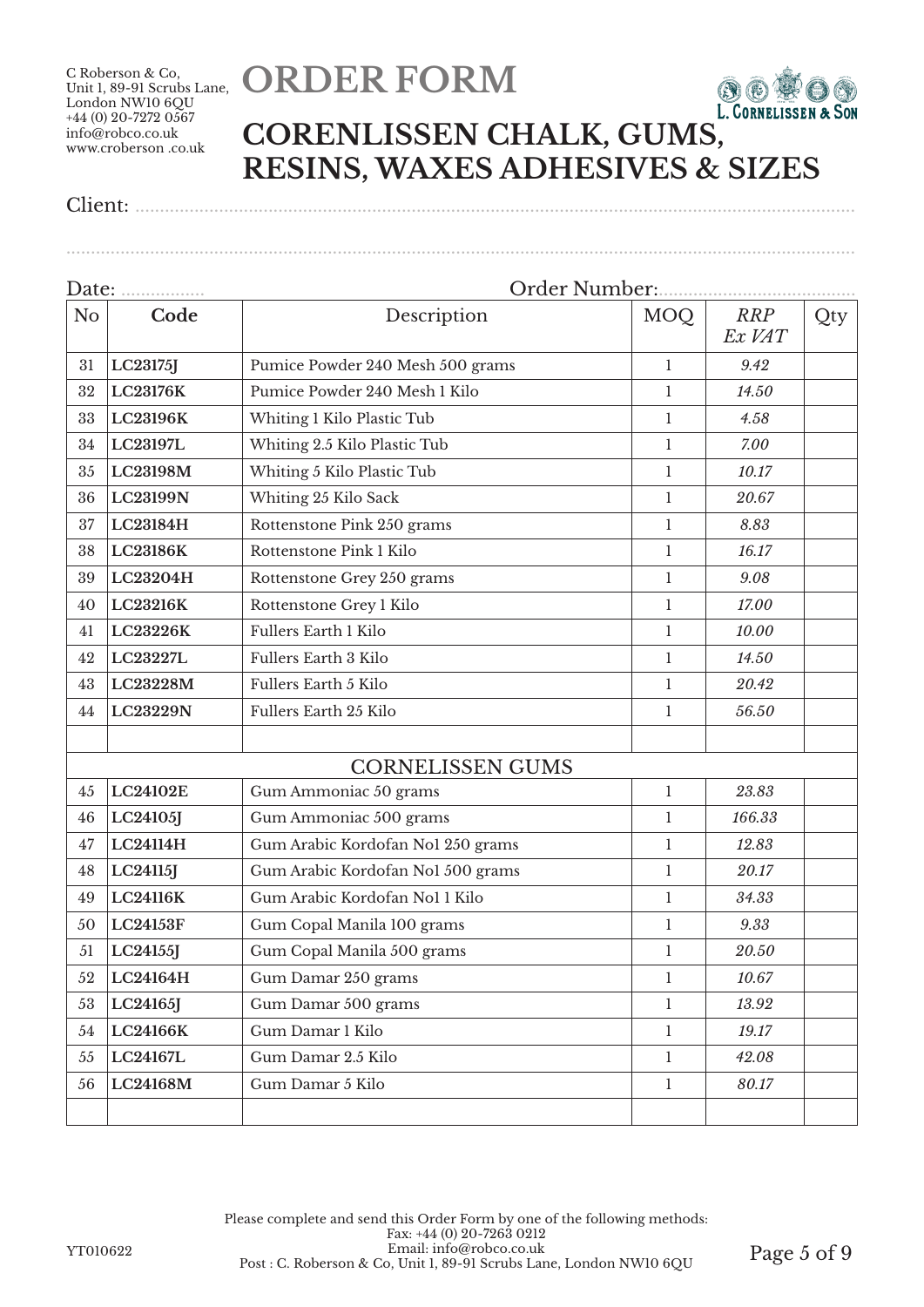C Roberson & Co,
Unit 1, 89-91 Scrubs Lane,
London NW10 6QU
+44 (0) 20-7272 0567
info@robco.co.uk
www.croberson .co.uk

# ORDER FORM

L. CORNELISSEN & SON

## CORENLISSEN CHALK, GUMS, RESINS, WAXES ADHESIVES & SIZES

Client: ..............................................................................................................................

..........................................................................................................................................

Date: ................. Order Number:........................................

| No | Code | Description | MOQ | *RRP Ex VAT* | Qty |
|---|---|---|---|---|---|
| 31 | **LC23175J** | Pumice Powder 240 Mesh 500 grams | 1 | *9.42* | |
| 32 | **LC23176K** | Pumice Powder 240 Mesh 1 Kilo | 1 | *14.50* | |
| 33 | **LC23196K** | Whiting 1 Kilo Plastic Tub | 1 | *4.58* | |
| 34 | **LC23197L** | Whiting 2.5 Kilo Plastic Tub | 1 | *7.00* | |
| 35 | **LC23198M** | Whiting 5 Kilo Plastic Tub | 1 | *10.17* | |
| 36 | **LC23199N** | Whiting 25 Kilo Sack | 1 | *20.67* | |
| 37 | **LC23184H** | Rottenstone Pink 250 grams | 1 | *8.83* | |
| 38 | **LC23186K** | Rottenstone Pink 1 Kilo | 1 | *16.17* | |
| 39 | **LC23204H** | Rottenstone Grey 250 grams | 1 | *9.08* | |
| 40 | **LC23216K** | Rottenstone Grey 1 Kilo | 1 | *17.00* | |
| 41 | **LC23226K** | Fullers Earth 1 Kilo | 1 | *10.00* | |
| 42 | **LC23227L** | Fullers Earth 3 Kilo | 1 | *14.50* | |
| 43 | **LC23228M** | Fullers Earth 5 Kilo | 1 | *20.42* | |
| 44 | **LC23229N** | Fullers Earth 25 Kilo | 1 | *56.50* | |
| | | | | | |
| | | CORNELISSEN GUMS | | | |
| 45 | **LC24102E** | Gum Ammoniac 50 grams | 1 | *23.83* | |
| 46 | **LC24105J** | Gum Ammoniac 500 grams | 1 | *166.33* | |
| 47 | **LC24114H** | Gum Arabic Kordofan No1 250 grams | 1 | *12.83* | |
| 48 | **LC24115J** | Gum Arabic Kordofan No1 500 grams | 1 | *20.17* | |
| 49 | **LC24116K** | Gum Arabic Kordofan No1 1 Kilo | 1 | *34.33* | |
| 50 | **LC24153F** | Gum Copal Manila 100 grams | 1 | *9.33* | |
| 51 | **LC24155J** | Gum Copal Manila 500 grams | 1 | *20.50* | |
| 52 | **LC24164H** | Gum Damar 250 grams | 1 | *10.67* | |
| 53 | **LC24165J** | Gum Damar 500 grams | 1 | *13.92* | |
| 54 | **LC24166K** | Gum Damar 1 Kilo | 1 | *19.17* | |
| 55 | **LC24167L** | Gum Damar 2.5 Kilo | 1 | *42.08* | |
| 56 | **LC24168M** | Gum Damar 5 Kilo | 1 | *80.17* | |
| | | | | | |

Please complete and send this Order Form by one of the following methods:
Fax: +44 (0) 20-7263 0212
Email: info@robco.co.uk
Post : C. Roberson & Co, Unit 1, 89-91 Scrubs Lane, London NW10 6QU

YT010622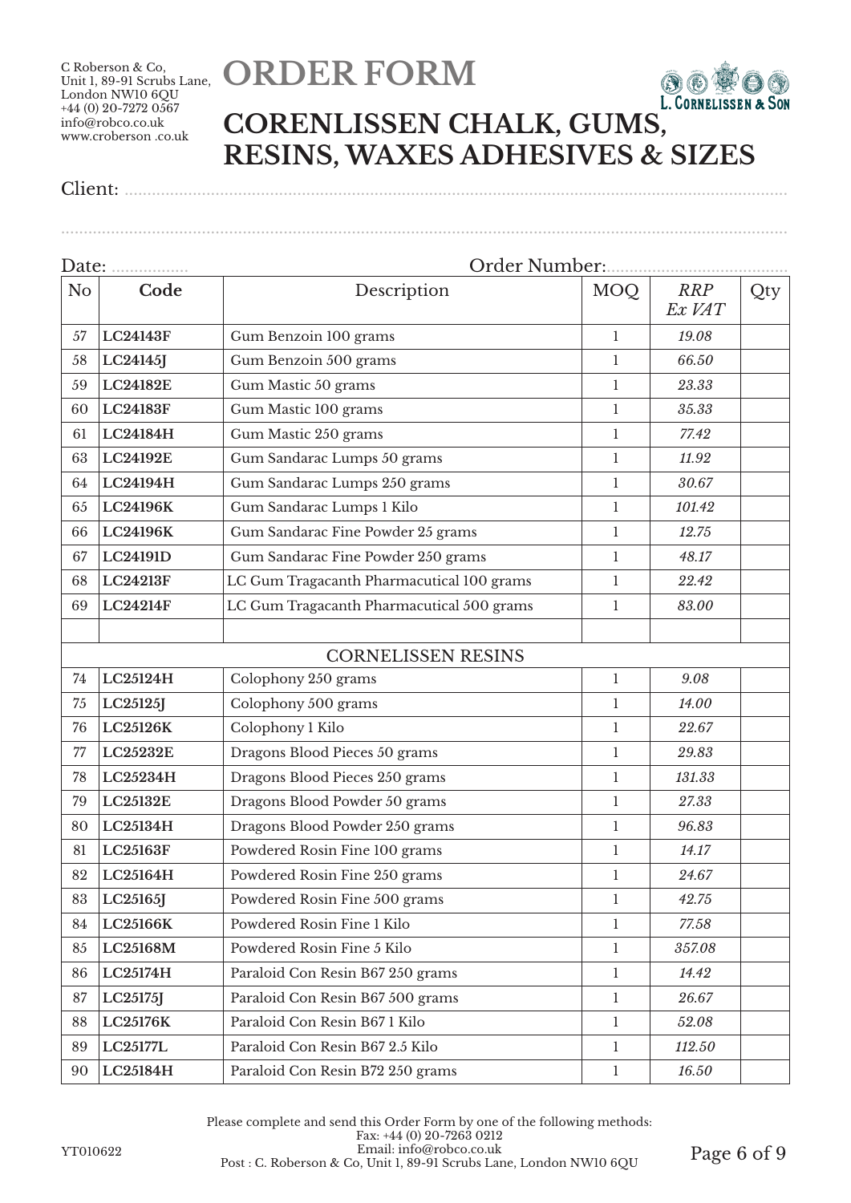C Roberson & Co,
Unit 1, 89-91 Scrubs Lane,
London NW10 6QU
+44 (0) 20-7272 0567
info@robco.co.uk
www.croberson .co.uk

# ORDER FORM

L. CORNELISSEN & SON

## CORENLISSEN CHALK, GUMS, RESINS, WAXES ADHESIVES & SIZES

Client: ................................................................................................................................

..........................................................................................................................................

Date: ................. Order Number:......................................

| No | Code | Description | MOQ | *RRP Ex VAT* | Qty |
|---|---|---|---|---|---|
| 57 | **LC24143F** | Gum Benzoin 100 grams | 1 | *19.08* | |
| 58 | **LC24145J** | Gum Benzoin 500 grams | 1 | *66.50* | |
| 59 | **LC24182E** | Gum Mastic 50 grams | 1 | *23.33* | |
| 60 | **LC24183F** | Gum Mastic 100 grams | 1 | *35.33* | |
| 61 | **LC24184H** | Gum Mastic 250 grams | 1 | *77.42* | |
| 63 | **LC24192E** | Gum Sandarac Lumps 50 grams | 1 | *11.92* | |
| 64 | **LC24194H** | Gum Sandarac Lumps 250 grams | 1 | *30.67* | |
| 65 | **LC24196K** | Gum Sandarac Lumps 1 Kilo | 1 | *101.42* | |
| 66 | **LC24196K** | Gum Sandarac Fine Powder 25 grams | 1 | *12.75* | |
| 67 | **LC24191D** | Gum Sandarac Fine Powder 250 grams | 1 | *48.17* | |
| 68 | **LC24213F** | LC Gum Tragacanth Pharmacutical 100 grams | 1 | *22.42* | |
| 69 | **LC24214F** | LC Gum Tragacanth Pharmacutical 500 grams | 1 | *83.00* | |
| | | | | | |
| | | CORNELISSEN RESINS | | | |
| 74 | **LC25124H** | Colophony 250 grams | 1 | *9.08* | |
| 75 | **LC25125J** | Colophony 500 grams | 1 | *14.00* | |
| 76 | **LC25126K** | Colophony 1 Kilo | 1 | *22.67* | |
| 77 | **LC25232E** | Dragons Blood Pieces 50 grams | 1 | *29.83* | |
| 78 | **LC25234H** | Dragons Blood Pieces 250 grams | 1 | *131.33* | |
| 79 | **LC25132E** | Dragons Blood Powder 50 grams | 1 | *27.33* | |
| 80 | **LC25134H** | Dragons Blood Powder 250 grams | 1 | *96.83* | |
| 81 | **LC25163F** | Powdered Rosin Fine 100 grams | 1 | *14.17* | |
| 82 | **LC25164H** | Powdered Rosin Fine 250 grams | 1 | *24.67* | |
| 83 | **LC25165J** | Powdered Rosin Fine 500 grams | 1 | *42.75* | |
| 84 | **LC25166K** | Powdered Rosin Fine 1 Kilo | 1 | *77.58* | |
| 85 | **LC25168M** | Powdered Rosin Fine 5 Kilo | 1 | *357.08* | |
| 86 | **LC25174H** | Paraloid Con Resin B67 250 grams | 1 | *14.42* | |
| 87 | **LC25175J** | Paraloid Con Resin B67 500 grams | 1 | *26.67* | |
| 88 | **LC25176K** | Paraloid Con Resin B67 1 Kilo | 1 | *52.08* | |
| 89 | **LC25177L** | Paraloid Con Resin B67 2.5 Kilo | 1 | *112.50* | |
| 90 | **LC25184H** | Paraloid Con Resin B72 250 grams | 1 | *16.50* | |

Please complete and send this Order Form by one of the following methods:
Fax: +44 (0) 20-7263 0212
Email: info@robco.co.uk
Post : C. Roberson & Co, Unit 1, 89-91 Scrubs Lane, London NW10 6QU

YT010622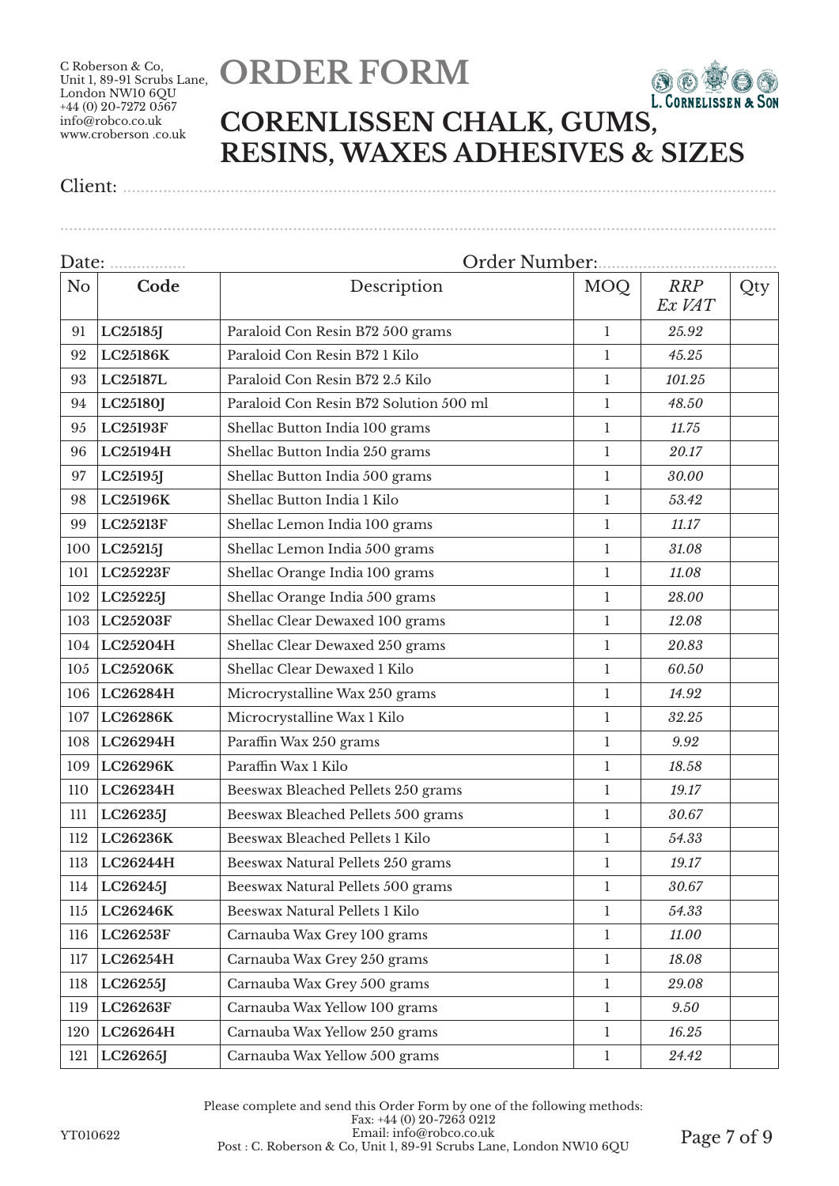C Roberson & Co,
Unit 1, 89-91 Scrubs Lane,
London NW10 6QU
+44 (0) 20-7272 0567
info@robco.co.uk
www.croberson .co.uk

# ORDER FORM

L. CORNELISSEN & SON

## CORENLISSEN CHALK, GUMS, RESINS, WAXES ADHESIVES & SIZES

Client: ..............................................................................................................

..............................................................................................................

Date: ................. Order Number:......................................

| No | Code | Description | MOQ | *RRP Ex VAT* | Qty |
|---|---|---|---|---|---|
| 91 | **LC25185J** | Paraloid Con Resin B72 500 grams | 1 | *25.92* | |
| 92 | **LC25186K** | Paraloid Con Resin B72 1 Kilo | 1 | *45.25* | |
| 93 | **LC25187L** | Paraloid Con Resin B72 2.5 Kilo | 1 | *101.25* | |
| 94 | **LC25180J** | Paraloid Con Resin B72 Solution 500 ml | 1 | *48.50* | |
| 95 | **LC25193F** | Shellac Button India 100 grams | 1 | *11.75* | |
| 96 | **LC25194H** | Shellac Button India 250 grams | 1 | *20.17* | |
| 97 | **LC25195J** | Shellac Button India 500 grams | 1 | *30.00* | |
| 98 | **LC25196K** | Shellac Button India 1 Kilo | 1 | *53.42* | |
| 99 | **LC25213F** | Shellac Lemon India 100 grams | 1 | *11.17* | |
| 100 | **LC25215J** | Shellac Lemon India 500 grams | 1 | *31.08* | |
| 101 | **LC25223F** | Shellac Orange India 100 grams | 1 | *11.08* | |
| 102 | **LC25225J** | Shellac Orange India 500 grams | 1 | *28.00* | |
| 103 | **LC25203F** | Shellac Clear Dewaxed 100 grams | 1 | *12.08* | |
| 104 | **LC25204H** | Shellac Clear Dewaxed 250 grams | 1 | *20.83* | |
| 105 | **LC25206K** | Shellac Clear Dewaxed 1 Kilo | 1 | *60.50* | |
| 106 | **LC26284H** | Microcrystalline Wax 250 grams | 1 | *14.92* | |
| 107 | **LC26286K** | Microcrystalline Wax 1 Kilo | 1 | *32.25* | |
| 108 | **LC26294H** | Paraffin Wax 250 grams | 1 | *9.92* | |
| 109 | **LC26296K** | Paraffin Wax 1 Kilo | 1 | *18.58* | |
| 110 | **LC26234H** | Beeswax Bleached Pellets 250 grams | 1 | *19.17* | |
| 111 | **LC26235J** | Beeswax Bleached Pellets 500 grams | 1 | *30.67* | |
| 112 | **LC26236K** | Beeswax Bleached Pellets 1 Kilo | 1 | *54.33* | |
| 113 | **LC26244H** | Beeswax Natural Pellets 250 grams | 1 | *19.17* | |
| 114 | **LC26245J** | Beeswax Natural Pellets 500 grams | 1 | *30.67* | |
| 115 | **LC26246K** | Beeswax Natural Pellets 1 Kilo | 1 | *54.33* | |
| 116 | **LC26253F** | Carnauba Wax Grey 100 grams | 1 | *11.00* | |
| 117 | **LC26254H** | Carnauba Wax Grey 250 grams | 1 | *18.08* | |
| 118 | **LC26255J** | Carnauba Wax Grey 500 grams | 1 | *29.08* | |
| 119 | **LC26263F** | Carnauba Wax Yellow 100 grams | 1 | *9.50* | |
| 120 | **LC26264H** | Carnauba Wax Yellow 250 grams | 1 | *16.25* | |
| 121 | **LC26265J** | Carnauba Wax Yellow 500 grams | 1 | *24.42* | |

Please complete and send this Order Form by one of the following methods:
Fax: +44 (0) 20-7263 0212
Email: info@robco.co.uk
Post : C. Roberson & Co, Unit 1, 89-91 Scrubs Lane, London NW10 6QU

YT010622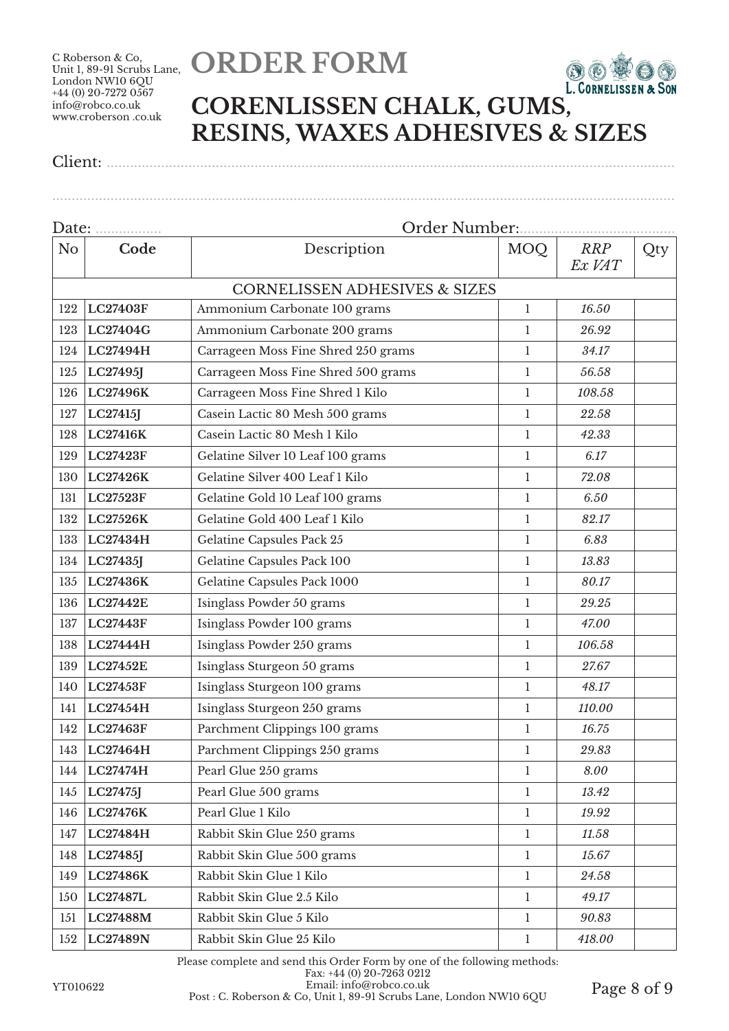C Roberson & Co,
Unit 1, 89-91 Scrubs Lane,
London NW10 6QU
+44 (0) 20-7272 0567
info@robco.co.uk
www.croberson .co.uk

# ORDER FORM

L. CORNELISSEN & SON

## CORENLISSEN CHALK, GUMS, RESINS, WAXES ADHESIVES & SIZES

Client: ..........................................................................................................

..........................................................................................................

Date: ................. Order Number:.......................................

| No | Code | Description | MOQ | *RRP Ex VAT* | Qty |
|---|---|---|---|---|---|
| | | CORNELISSEN ADHESIVES & SIZES | | | |
| 122 | **LC27403F** | Ammonium Carbonate 100 grams | 1 | *16.50* | |
| 123 | **LC27404G** | Ammonium Carbonate 200 grams | 1 | *26.92* | |
| 124 | **LC27494H** | Carrageen Moss Fine Shred 250 grams | 1 | *34.17* | |
| 125 | **LC27495J** | Carrageen Moss Fine Shred 500 grams | 1 | *56.58* | |
| 126 | **LC27496K** | Carrageen Moss Fine Shred 1 Kilo | 1 | *108.58* | |
| 127 | **LC27415J** | Casein Lactic 80 Mesh 500 grams | 1 | *22.58* | |
| 128 | **LC27416K** | Casein Lactic 80 Mesh 1 Kilo | 1 | *42.33* | |
| 129 | **LC27423F** | Gelatine Silver 10 Leaf 100 grams | 1 | *6.17* | |
| 130 | **LC27426K** | Gelatine Silver 400 Leaf 1 Kilo | 1 | *72.08* | |
| 131 | **LC27523F** | Gelatine Gold 10 Leaf 100 grams | 1 | *6.50* | |
| 132 | **LC27526K** | Gelatine Gold 400 Leaf 1 Kilo | 1 | *82.17* | |
| 133 | **LC27434H** | Gelatine Capsules Pack 25 | 1 | *6.83* | |
| 134 | **LC27435J** | Gelatine Capsules Pack 100 | 1 | *13.83* | |
| 135 | **LC27436K** | Gelatine Capsules Pack 1000 | 1 | *80.17* | |
| 136 | **LC27442E** | Isinglass Powder 50 grams | 1 | *29.25* | |
| 137 | **LC27443F** | Isinglass Powder 100 grams | 1 | *47.00* | |
| 138 | **LC27444H** | Isinglass Powder 250 grams | 1 | *106.58* | |
| 139 | **LC27452E** | Isinglass Sturgeon 50 grams | 1 | *27.67* | |
| 140 | **LC27453F** | Isinglass Sturgeon 100 grams | 1 | *48.17* | |
| 141 | **LC27454H** | Isinglass Sturgeon 250 grams | 1 | *110.00* | |
| 142 | **LC27463F** | Parchment Clippings 100 grams | 1 | *16.75* | |
| 143 | **LC27464H** | Parchment Clippings 250 grams | 1 | *29.83* | |
| 144 | **LC27474H** | Pearl Glue 250 grams | 1 | *8.00* | |
| 145 | **LC27475J** | Pearl Glue 500 grams | 1 | *13.42* | |
| 146 | **LC27476K** | Pearl Glue 1 Kilo | 1 | *19.92* | |
| 147 | **LC27484H** | Rabbit Skin Glue 250 grams | 1 | *11.58* | |
| 148 | **LC27485J** | Rabbit Skin Glue 500 grams | 1 | *15.67* | |
| 149 | **LC27486K** | Rabbit Skin Glue 1 Kilo | 1 | *24.58* | |
| 150 | **LC27487L** | Rabbit Skin Glue 2.5 Kilo | 1 | *49.17* | |
| 151 | **LC27488M** | Rabbit Skin Glue 5 Kilo | 1 | *90.83* | |
| 152 | **LC27489N** | Rabbit Skin Glue 25 Kilo | 1 | *418.00* | |

Please complete and send this Order Form by one of the following methods:
Fax: +44 (0) 20-7263 0212
Email: info@robco.co.uk
Post : C. Roberson & Co, Unit 1, 89-91 Scrubs Lane, London NW10 6QU

YT010622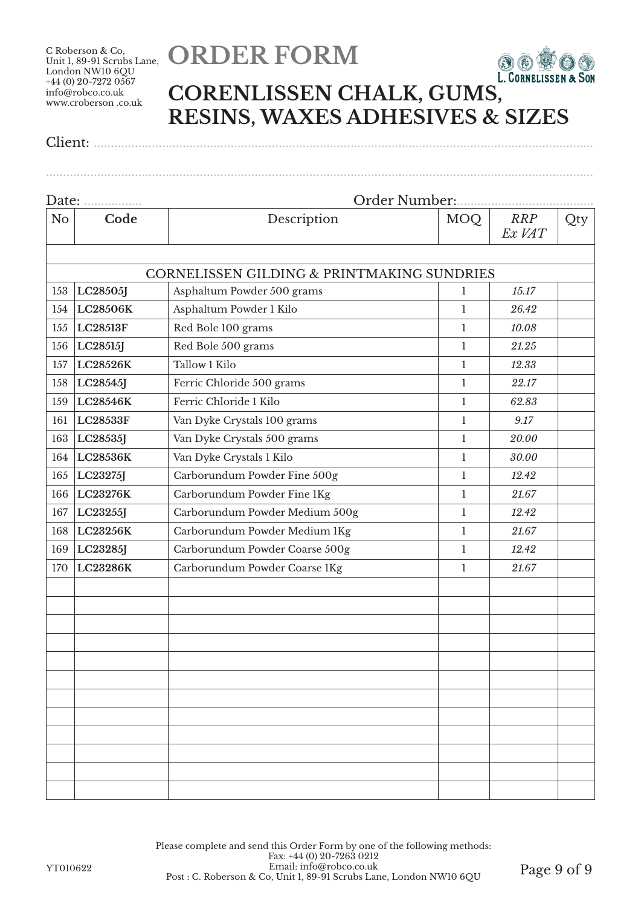C Roberson & Co,
Unit 1, 89-91 Scrubs Lane,
London NW10 6QU
+44 (0) 20-7272 0567
info@robco.co.uk
www.croberson .co.uk

# ORDER FORM

L. CORNELISSEN & SON

## CORENLISSEN CHALK, GUMS, RESINS, WAXES ADHESIVES & SIZES

Client: ..........................................................................................................................................

..........................................................................................................................................

Date: ................. Order Number:......................................

| No | Code | Description | MOQ | *RRP Ex VAT* | Qty |
|---|---|---|---|---|---|
| | | | | | |
| | | CORNELISSEN GILDING & PRINTMAKING SUNDRIES | | | |
| 153 | **LC28505J** | Asphaltum Powder 500 grams | 1 | *15.17* | |
| 154 | **LC28506K** | Asphaltum Powder 1 Kilo | 1 | *26.42* | |
| 155 | **LC28513F** | Red Bole 100 grams | 1 | *10.08* | |
| 156 | **LC28515J** | Red Bole 500 grams | 1 | *21.25* | |
| 157 | **LC28526K** | Tallow 1 Kilo | 1 | *12.33* | |
| 158 | **LC28545J** | Ferric Chloride 500 grams | 1 | *22.17* | |
| 159 | **LC28546K** | Ferric Chloride 1 Kilo | 1 | *62.83* | |
| 161 | **LC28533F** | Van Dyke Crystals 100 grams | 1 | *9.17* | |
| 163 | **LC28535J** | Van Dyke Crystals 500 grams | 1 | *20.00* | |
| 164 | **LC28536K** | Van Dyke Crystals 1 Kilo | 1 | *30.00* | |
| 165 | **LC23275J** | Carborundum Powder Fine 500g | 1 | *12.42* | |
| 166 | **LC23276K** | Carborundum Powder Fine 1Kg | 1 | *21.67* | |
| 167 | **LC23255J** | Carborundum Powder Medium 500g | 1 | *12.42* | |
| 168 | **LC23256K** | Carborundum Powder Medium 1Kg | 1 | *21.67* | |
| 169 | **LC23285J** | Carborundum Powder Coarse 500g | 1 | *12.42* | |
| 170 | **LC23286K** | Carborundum Powder Coarse 1Kg | 1 | *21.67* | |
| | | | | | |
| | | | | | |
| | | | | | |
| | | | | | |
| | | | | | |
| | | | | | |
| | | | | | |
| | | | | | |
| | | | | | |
| | | | | | |
| | | | | | |
| | | | | | |

Please complete and send this Order Form by one of the following methods:
Fax: +44 (0) 20-7263 0212
Email: info@robco.co.uk
Post : C. Roberson & Co, Unit 1, 89-91 Scrubs Lane, London NW10 6QU

YT010622